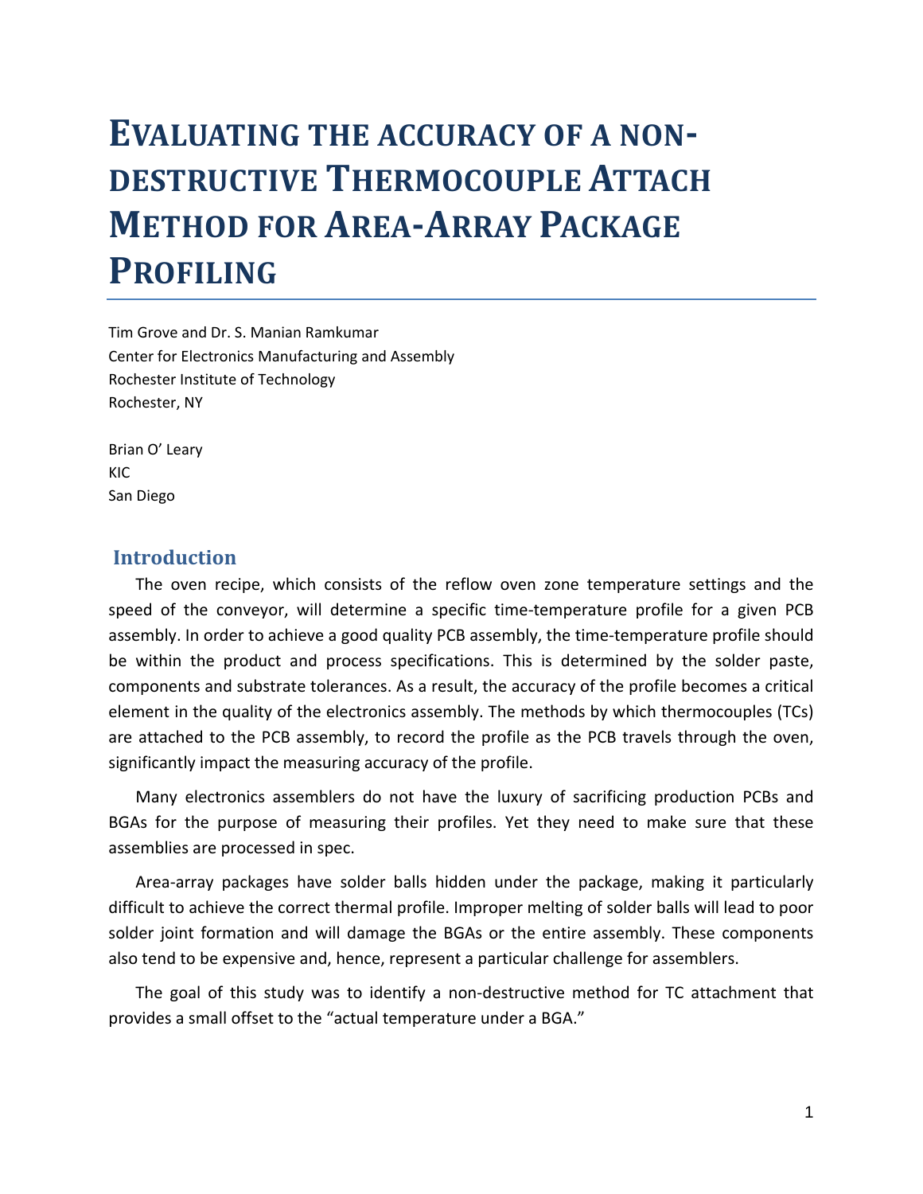# Evaluating the accuracy of a non-destructive Thermocouple Attach Method for Area-Array Package Profiling

Tim Grove and Dr. S. Manian Ramkumar
Center for Electronics Manufacturing and Assembly
Rochester Institute of Technology
Rochester, NY

Brian O' Leary
KIC
San Diego

## Introduction

The oven recipe, which consists of the reflow oven zone temperature settings and the speed of the conveyor, will determine a specific time-temperature profile for a given PCB assembly. In order to achieve a good quality PCB assembly, the time-temperature profile should be within the product and process specifications. This is determined by the solder paste, components and substrate tolerances. As a result, the accuracy of the profile becomes a critical element in the quality of the electronics assembly. The methods by which thermocouples (TCs) are attached to the PCB assembly, to record the profile as the PCB travels through the oven, significantly impact the measuring accuracy of the profile.

Many electronics assemblers do not have the luxury of sacrificing production PCBs and BGAs for the purpose of measuring their profiles. Yet they need to make sure that these assemblies are processed in spec.

Area-array packages have solder balls hidden under the package, making it particularly difficult to achieve the correct thermal profile. Improper melting of solder balls will lead to poor solder joint formation and will damage the BGAs or the entire assembly. These components also tend to be expensive and, hence, represent a particular challenge for assemblers.

The goal of this study was to identify a non-destructive method for TC attachment that provides a small offset to the "actual temperature under a BGA."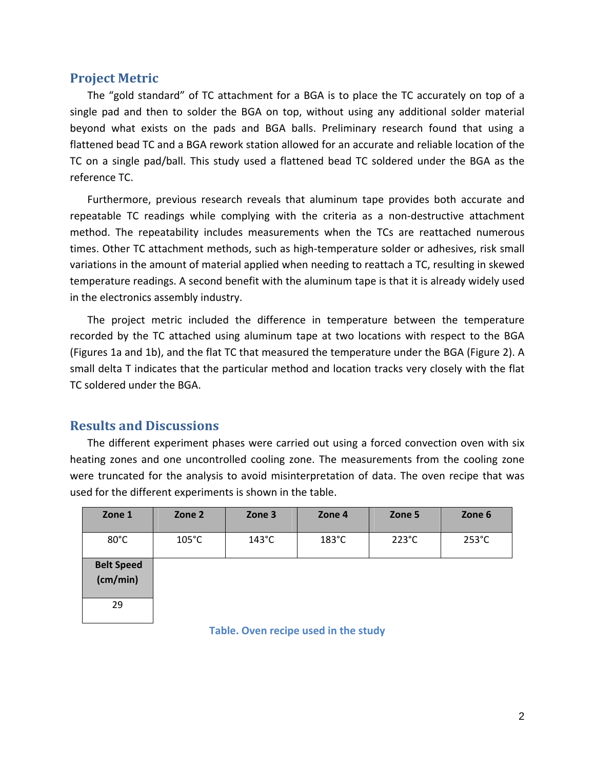## Project Metric

The "gold standard" of TC attachment for a BGA is to place the TC accurately on top of a single pad and then to solder the BGA on top, without using any additional solder material beyond what exists on the pads and BGA balls. Preliminary research found that using a flattened bead TC and a BGA rework station allowed for an accurate and reliable location of the TC on a single pad/ball. This study used a flattened bead TC soldered under the BGA as the reference TC.

Furthermore, previous research reveals that aluminum tape provides both accurate and repeatable TC readings while complying with the criteria as a non-destructive attachment method. The repeatability includes measurements when the TCs are reattached numerous times. Other TC attachment methods, such as high-temperature solder or adhesives, risk small variations in the amount of material applied when needing to reattach a TC, resulting in skewed temperature readings. A second benefit with the aluminum tape is that it is already widely used in the electronics assembly industry.

The project metric included the difference in temperature between the temperature recorded by the TC attached using aluminum tape at two locations with respect to the BGA (Figures 1a and 1b), and the flat TC that measured the temperature under the BGA (Figure 2). A small delta T indicates that the particular method and location tracks very closely with the flat TC soldered under the BGA.

## Results and Discussions

The different experiment phases were carried out using a forced convection oven with six heating zones and one uncontrolled cooling zone. The measurements from the cooling zone were truncated for the analysis to avoid misinterpretation of data. The oven recipe that was used for the different experiments is shown in the table.

| Zone 1 | Zone 2 | Zone 3 | Zone 4 | Zone 5 | Zone 6 |
|---|---|---|---|---|---|
| 80°C | 105°C | 143°C | 183°C | 223°C | 253°C |
| **Belt Speed (cm/min)** | | | | | |
| 29 | | | | | |

Table. Oven recipe used in the study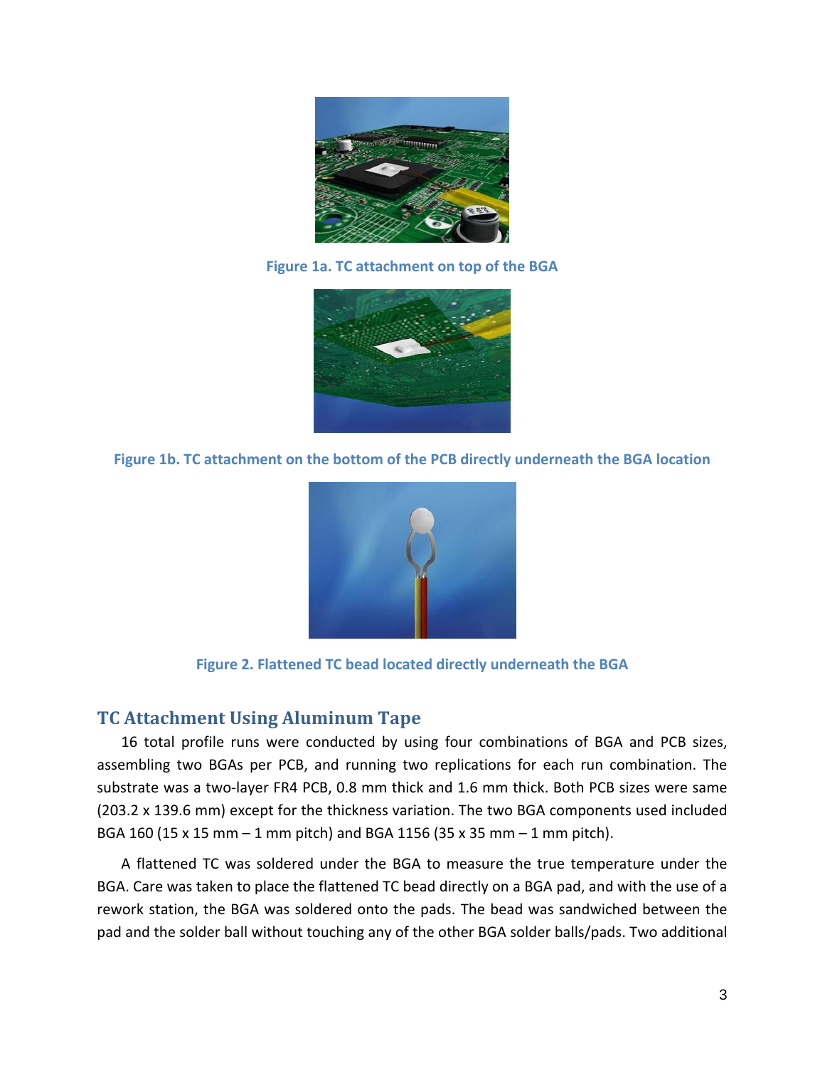Figure 1a. TC attachment on top of the BGA

Figure 1b. TC attachment on the bottom of the PCB directly underneath the BGA location

Figure 2. Flattened TC bead located directly underneath the BGA

## TC Attachment Using Aluminum Tape

16 total profile runs were conducted by using four combinations of BGA and PCB sizes, assembling two BGAs per PCB, and running two replications for each run combination. The substrate was a two-layer FR4 PCB, 0.8 mm thick and 1.6 mm thick. Both PCB sizes were same (203.2 x 139.6 mm) except for the thickness variation. The two BGA components used included BGA 160 (15 x 15 mm – 1 mm pitch) and BGA 1156 (35 x 35 mm – 1 mm pitch).

A flattened TC was soldered under the BGA to measure the true temperature under the BGA. Care was taken to place the flattened TC bead directly on a BGA pad, and with the use of a rework station, the BGA was soldered onto the pads. The bead was sandwiched between the pad and the solder ball without touching any of the other BGA solder balls/pads. Two additional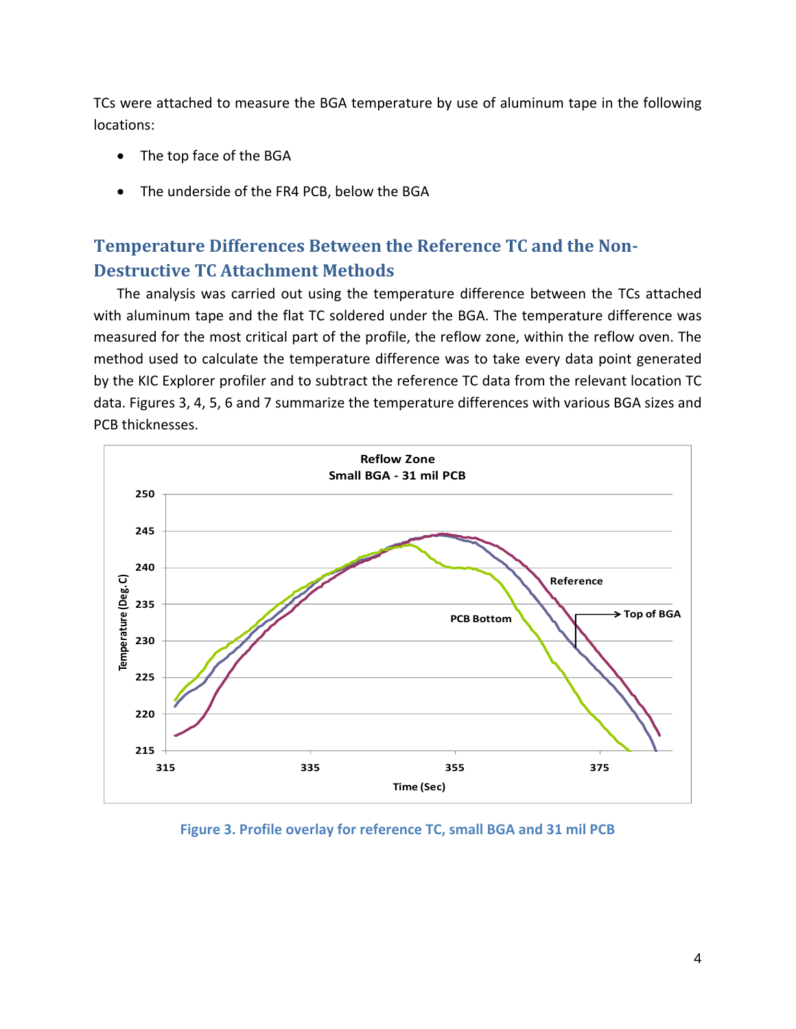TCs were attached to measure the BGA temperature by use of aluminum tape in the following locations:

- The top face of the BGA
- The underside of the FR4 PCB, below the BGA

## Temperature Differences Between the Reference TC and the Non-Destructive TC Attachment Methods

The analysis was carried out using the temperature difference between the TCs attached with aluminum tape and the flat TC soldered under the BGA. The temperature difference was measured for the most critical part of the profile, the reflow zone, within the reflow oven. The method used to calculate the temperature difference was to take every data point generated by the KIC Explorer profiler and to subtract the reference TC data from the relevant location TC data. Figures 3, 4, 5, 6 and 7 summarize the temperature differences with various BGA sizes and PCB thicknesses.

**Figure 3. Profile overlay for reference TC, small BGA and 31 mil PCB**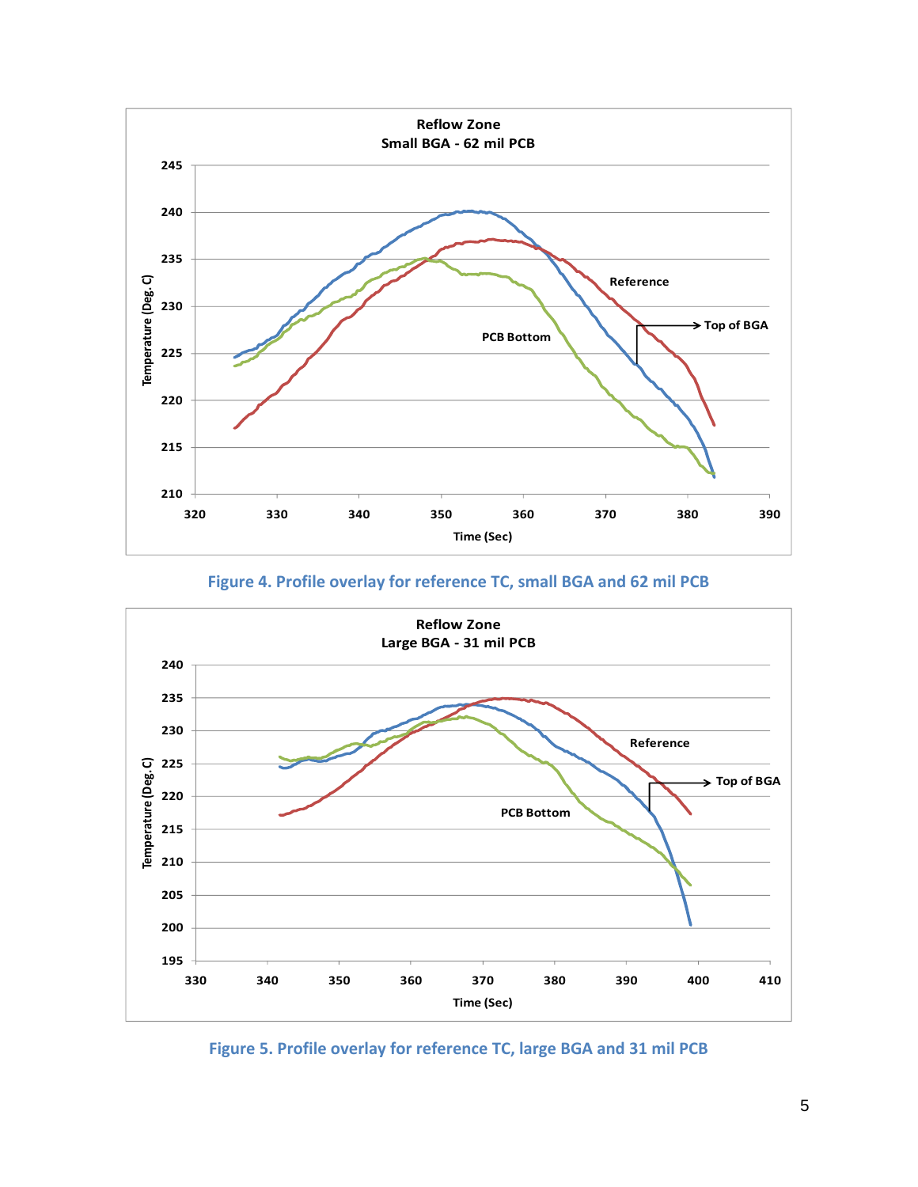Figure 4. Profile overlay for reference TC, small BGA and 62 mil PCB

Figure 5. Profile overlay for reference TC, large BGA and 31 mil PCB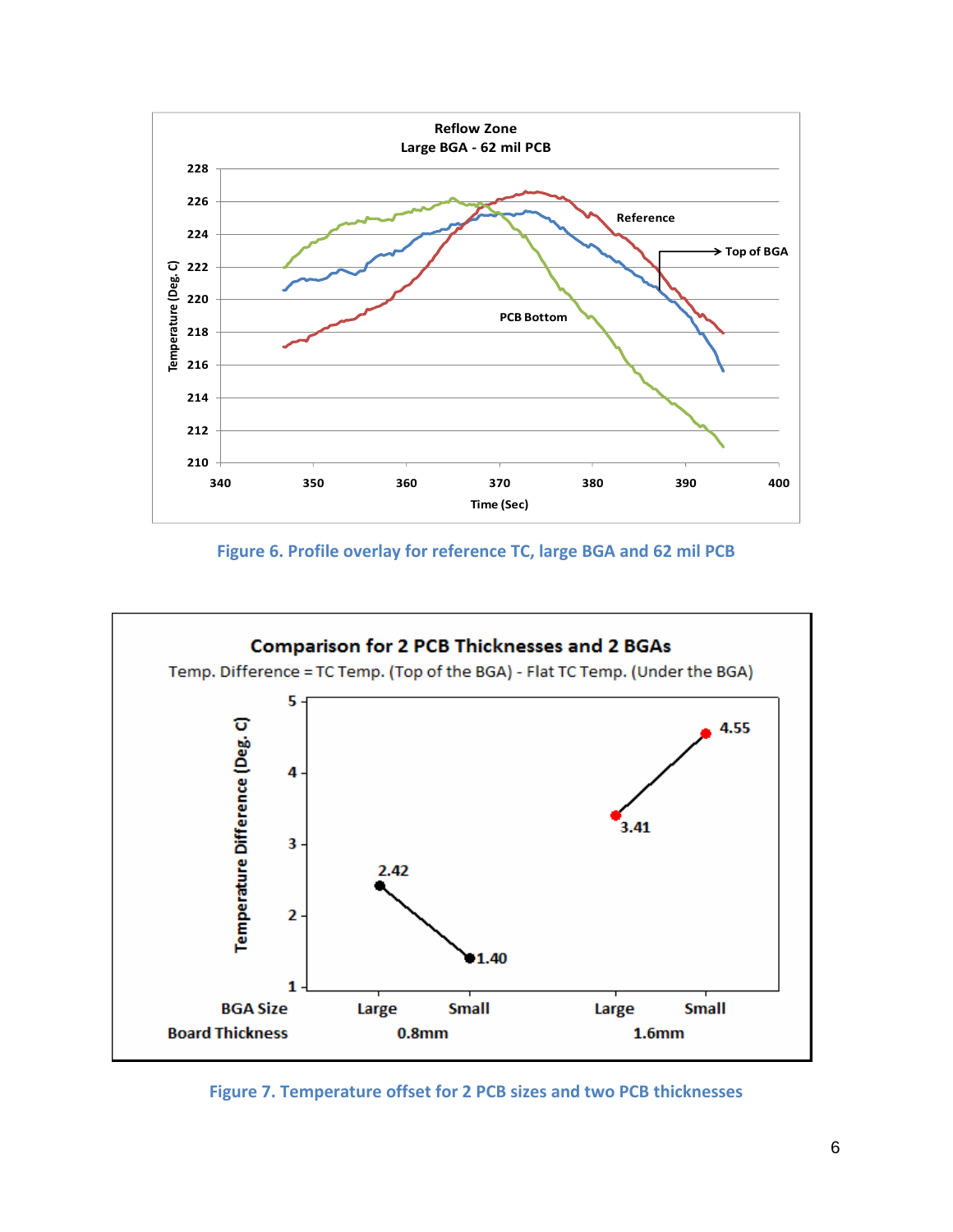Figure 6. Profile overlay for reference TC, large BGA and 62 mil PCB

Figure 7. Temperature offset for 2 PCB sizes and two PCB thicknesses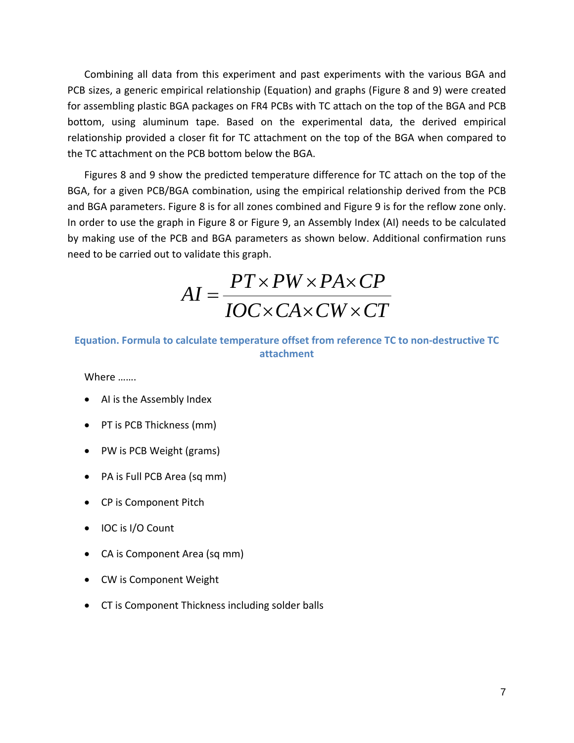Combining all data from this experiment and past experiments with the various BGA and PCB sizes, a generic empirical relationship (Equation) and graphs (Figure 8 and 9) were created for assembling plastic BGA packages on FR4 PCBs with TC attach on the top of the BGA and PCB bottom, using aluminum tape. Based on the experimental data, the derived empirical relationship provided a closer fit for TC attachment on the top of the BGA when compared to the TC attachment on the PCB bottom below the BGA.

Figures 8 and 9 show the predicted temperature difference for TC attach on the top of the BGA, for a given PCB/BGA combination, using the empirical relationship derived from the PCB and BGA parameters. Figure 8 is for all zones combined and Figure 9 is for the reflow zone only. In order to use the graph in Figure 8 or Figure 9, an Assembly Index (AI) needs to be calculated by making use of the PCB and BGA parameters as shown below. Additional confirmation runs need to be carried out to validate this graph.

$$AI = \frac{PT \times PW \times PA \times CP}{IOC \times CA \times CW \times CT}$$

**Equation. Formula to calculate temperature offset from reference TC to non-destructive TC attachment**

Where …….

- AI is the Assembly Index
- PT is PCB Thickness (mm)
- PW is PCB Weight (grams)
- PA is Full PCB Area (sq mm)
- CP is Component Pitch
- IOC is I/O Count
- CA is Component Area (sq mm)
- CW is Component Weight
- CT is Component Thickness including solder balls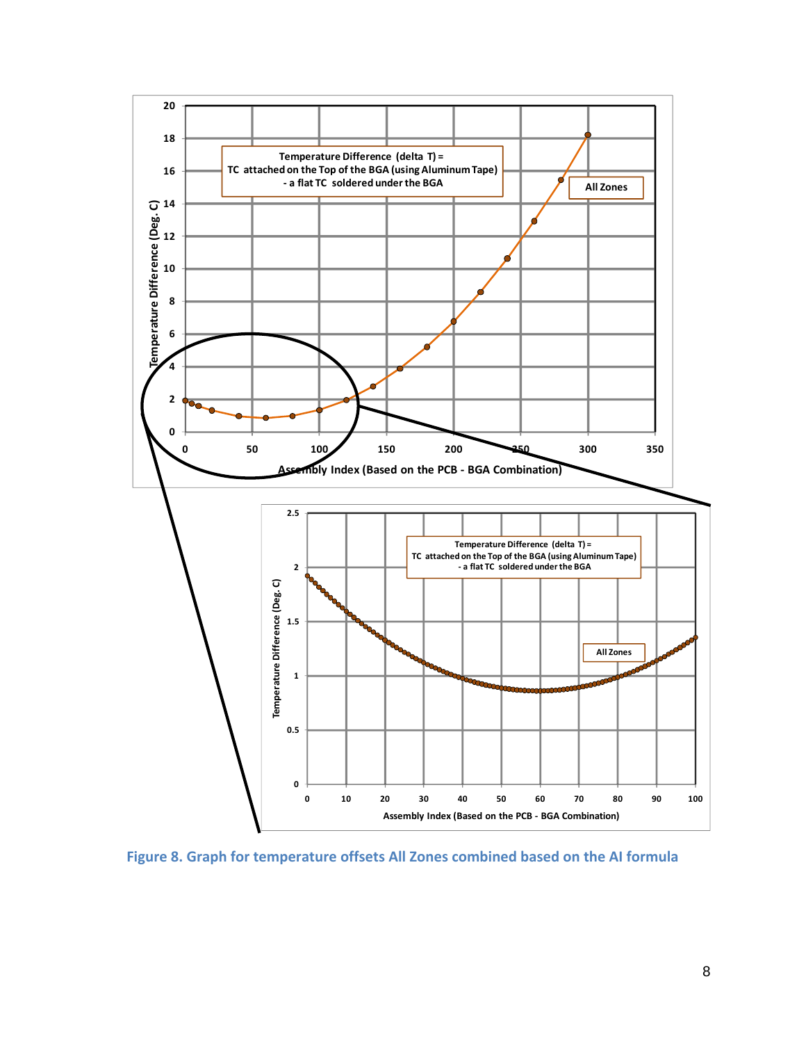Figure 8. Graph for temperature offsets All Zones combined based on the AI formula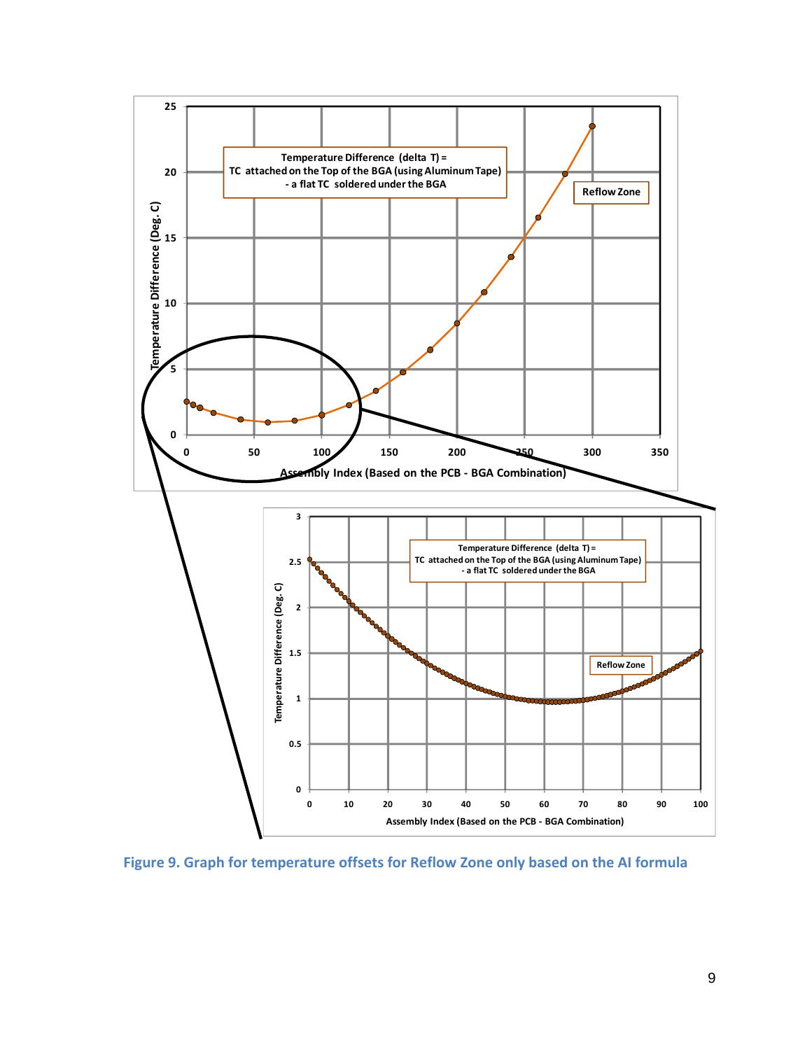Figure 9. Graph for temperature offsets for Reflow Zone only based on the AI formula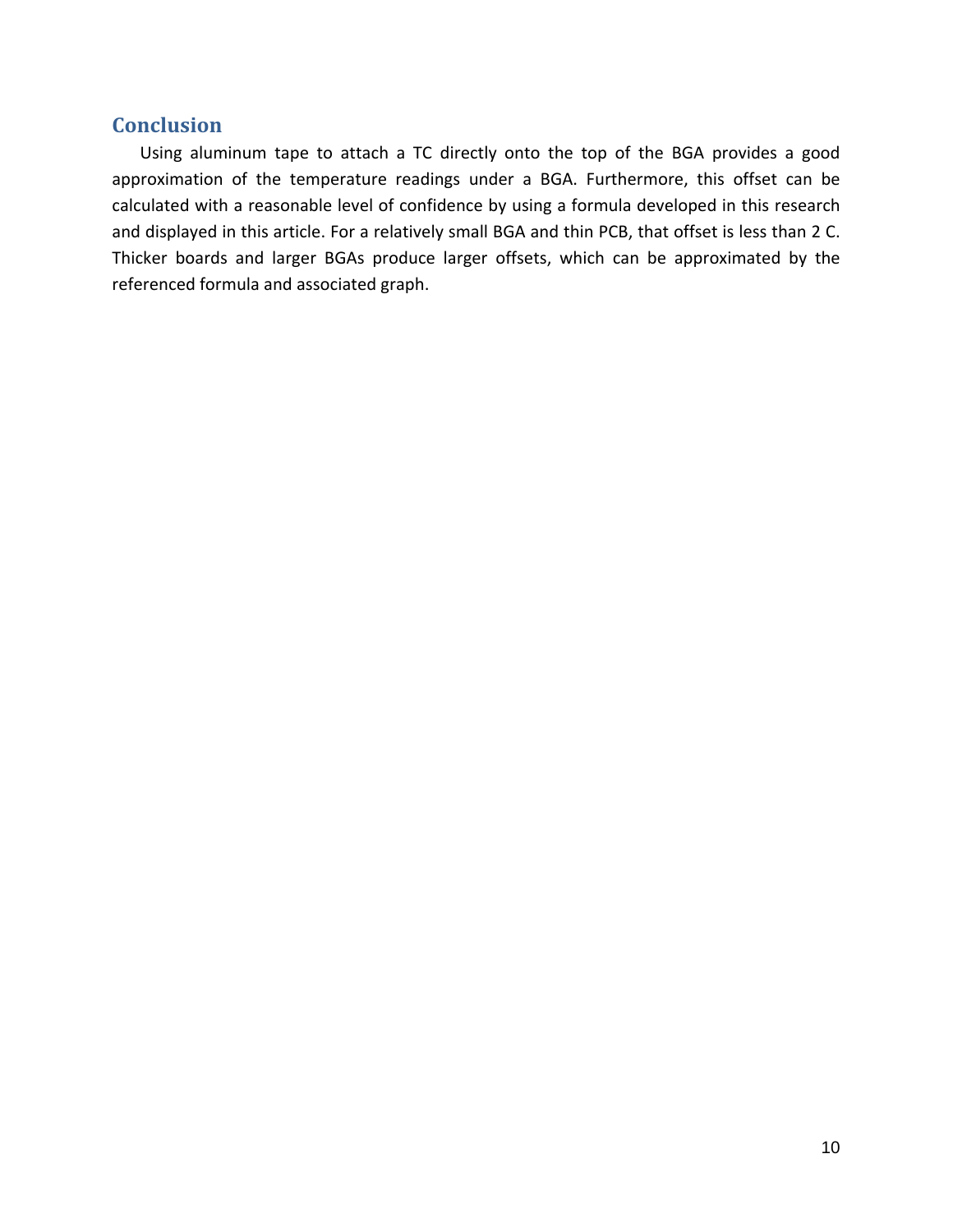## Conclusion

Using aluminum tape to attach a TC directly onto the top of the BGA provides a good approximation of the temperature readings under a BGA. Furthermore, this offset can be calculated with a reasonable level of confidence by using a formula developed in this research and displayed in this article. For a relatively small BGA and thin PCB, that offset is less than 2 C. Thicker boards and larger BGAs produce larger offsets, which can be approximated by the referenced formula and associated graph.